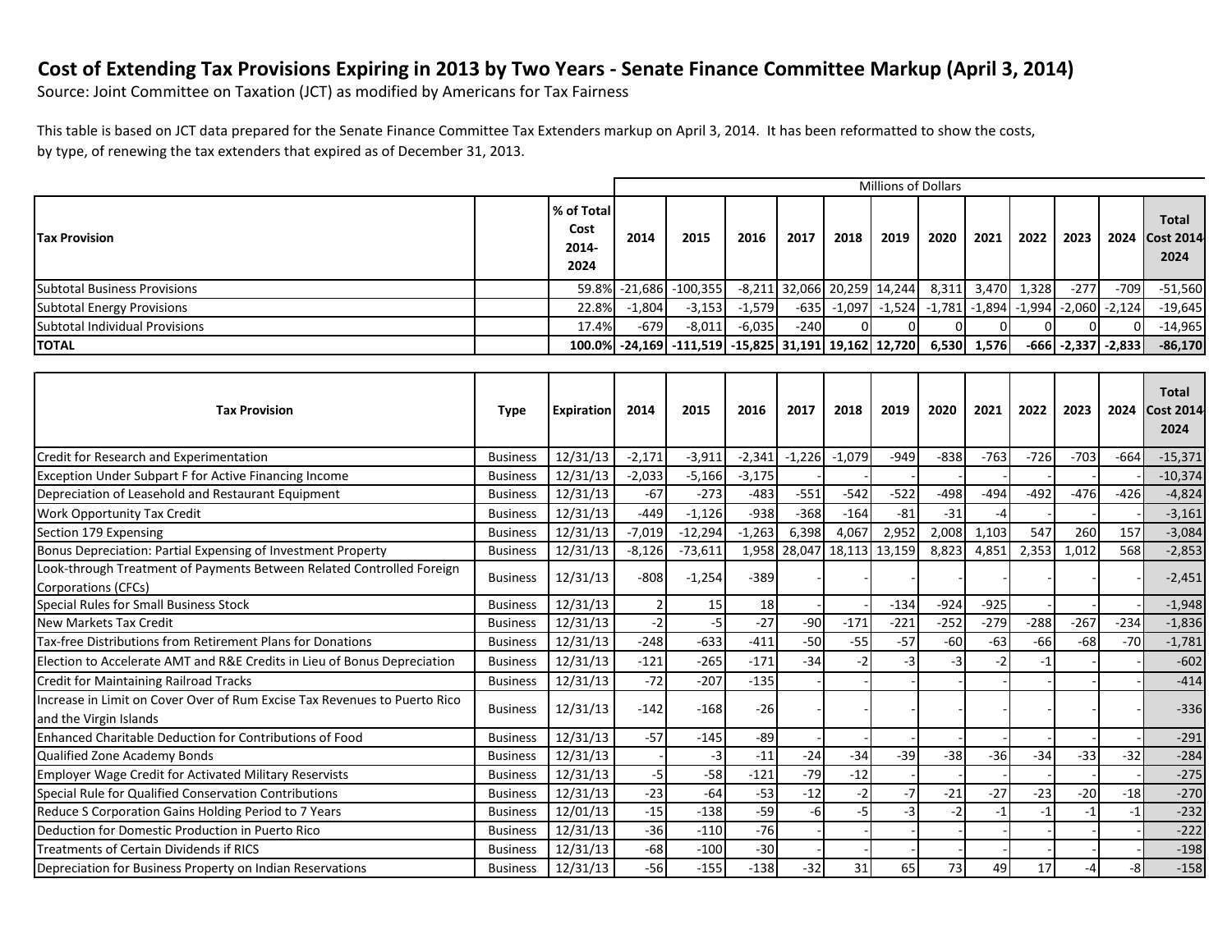# Cost of Extending Tax Provisions Expiring in 2013 by Two Years - Senate Finance Committee Markup (April 3, 2014)

Source: Joint Committee on Taxation (JCT) as modified by Americans for Tax Fairness

This table is based on JCT data prepared for the Senate Finance Committee Tax Extenders markup on April 3, 2014. It has been reformatted to show the costs, by type, of renewing the tax extenders that expired as of December 31, 2013.

| Tax Provision | | % of Total Cost 2014-2024 | Millions of Dollars | | | | | | | | | | | |
|---|---|---|---|---|---|---|---|---|---|---|---|---|---|---|
| | | | 2014 | 2015 | 2016 | 2017 | 2018 | 2019 | 2020 | 2021 | 2022 | 2023 | 2024 | Total Cost 2014-2024 |
| Subtotal Business Provisions | | 59.8% | -21,686 | -100,355 | -8,211 | 32,066 | 20,259 | 14,244 | 8,311 | 3,470 | 1,328 | -277 | -709 | -51,560 |
| Subtotal Energy Provisions | | 22.8% | -1,804 | -3,153 | -1,579 | -635 | -1,097 | -1,524 | -1,781 | -1,894 | -1,994 | -2,060 | -2,124 | -19,645 |
| Subtotal Individual Provisions | | 17.4% | -679 | -8,011 | -6,035 | -240 | 0 | 0 | 0 | 0 | 0 | 0 | 0 | -14,965 |
| **TOTAL** | | **100.0%** | **-24,169** | **-111,519** | **-15,825** | **31,191** | **19,162** | **12,720** | **6,530** | **1,576** | **-666** | **-2,337** | **-2,833** | **-86,170** |

| Tax Provision | Type | Expiration | 2014 | 2015 | 2016 | 2017 | 2018 | 2019 | 2020 | 2021 | 2022 | 2023 | 2024 | Total Cost 2014-2024 |
|---|---|---|---|---|---|---|---|---|---|---|---|---|---|---|
| Credit for Research and Experimentation | Business | 12/31/13 | -2,171 | -3,911 | -2,341 | -1,226 | -1,079 | -949 | -838 | -763 | -726 | -703 | -664 | -15,371 |
| Exception Under Subpart F for Active Financing Income | Business | 12/31/13 | -2,033 | -5,166 | -3,175 | - | - | - | - | - | - | - | - | -10,374 |
| Depreciation of Leasehold and Restaurant Equipment | Business | 12/31/13 | -67 | -273 | -483 | -551 | -542 | -522 | -498 | -494 | -492 | -476 | -426 | -4,824 |
| Work Opportunity Tax Credit | Business | 12/31/13 | -449 | -1,126 | -938 | -368 | -164 | -81 | -31 | -4 | - | - | - | -3,161 |
| Section 179 Expensing | Business | 12/31/13 | -7,019 | -12,294 | -1,263 | 6,398 | 4,067 | 2,952 | 2,008 | 1,103 | 547 | 260 | 157 | -3,084 |
| Bonus Depreciation: Partial Expensing of Investment Property | Business | 12/31/13 | -8,126 | -73,611 | 1,958 | 28,047 | 18,113 | 13,159 | 8,823 | 4,851 | 2,353 | 1,012 | 568 | -2,853 |
| Look-through Treatment of Payments Between Related Controlled Foreign Corporations (CFCs) | Business | 12/31/13 | -808 | -1,254 | -389 | - | - | - | - | - | - | - | - | -2,451 |
| Special Rules for Small Business Stock | Business | 12/31/13 | 2 | 15 | 18 | - | - | -134 | -924 | -925 | - | - | - | -1,948 |
| New Markets Tax Credit | Business | 12/31/13 | -2 | -5 | -27 | -90 | -171 | -221 | -252 | -279 | -288 | -267 | -234 | -1,836 |
| Tax-free Distributions from Retirement Plans for Donations | Business | 12/31/13 | -248 | -633 | -411 | -50 | -55 | -57 | -60 | -63 | -66 | -68 | -70 | -1,781 |
| Election to Accelerate AMT and R&E Credits in Lieu of Bonus Depreciation | Business | 12/31/13 | -121 | -265 | -171 | -34 | -2 | -3 | -3 | -2 | -1 | - | - | -602 |
| Credit for Maintaining Railroad Tracks | Business | 12/31/13 | -72 | -207 | -135 | - | - | - | - | - | - | - | - | -414 |
| Increase in Limit on Cover Over of Rum Excise Tax Revenues to Puerto Rico and the Virgin Islands | Business | 12/31/13 | -142 | -168 | -26 | - | - | - | - | - | - | - | - | -336 |
| Enhanced Charitable Deduction for Contributions of Food | Business | 12/31/13 | -57 | -145 | -89 | - | - | - | - | - | - | - | - | -291 |
| Qualified Zone Academy Bonds | Business | 12/31/13 | - | -3 | -11 | -24 | -34 | -39 | -38 | -36 | -34 | -33 | -32 | -284 |
| Employer Wage Credit for Activated Military Reservists | Business | 12/31/13 | -5 | -58 | -121 | -79 | -12 | - | - | - | - | - | - | -275 |
| Special Rule for Qualified Conservation Contributions | Business | 12/31/13 | -23 | -64 | -53 | -12 | -2 | -7 | -21 | -27 | -23 | -20 | -18 | -270 |
| Reduce S Corporation Gains Holding Period to 7 Years | Business | 12/01/13 | -15 | -138 | -59 | -6 | -5 | -3 | -2 | -1 | -1 | -1 | -1 | -232 |
| Deduction for Domestic Production in Puerto Rico | Business | 12/31/13 | -36 | -110 | -76 | - | - | - | - | - | - | - | - | -222 |
| Treatments of Certain Dividends if RICS | Business | 12/31/13 | -68 | -100 | -30 | - | - | - | - | - | - | - | - | -198 |
| Depreciation for Business Property on Indian Reservations | Business | 12/31/13 | -56 | -155 | -138 | -32 | 31 | 65 | 73 | 49 | 17 | -4 | -8 | -158 |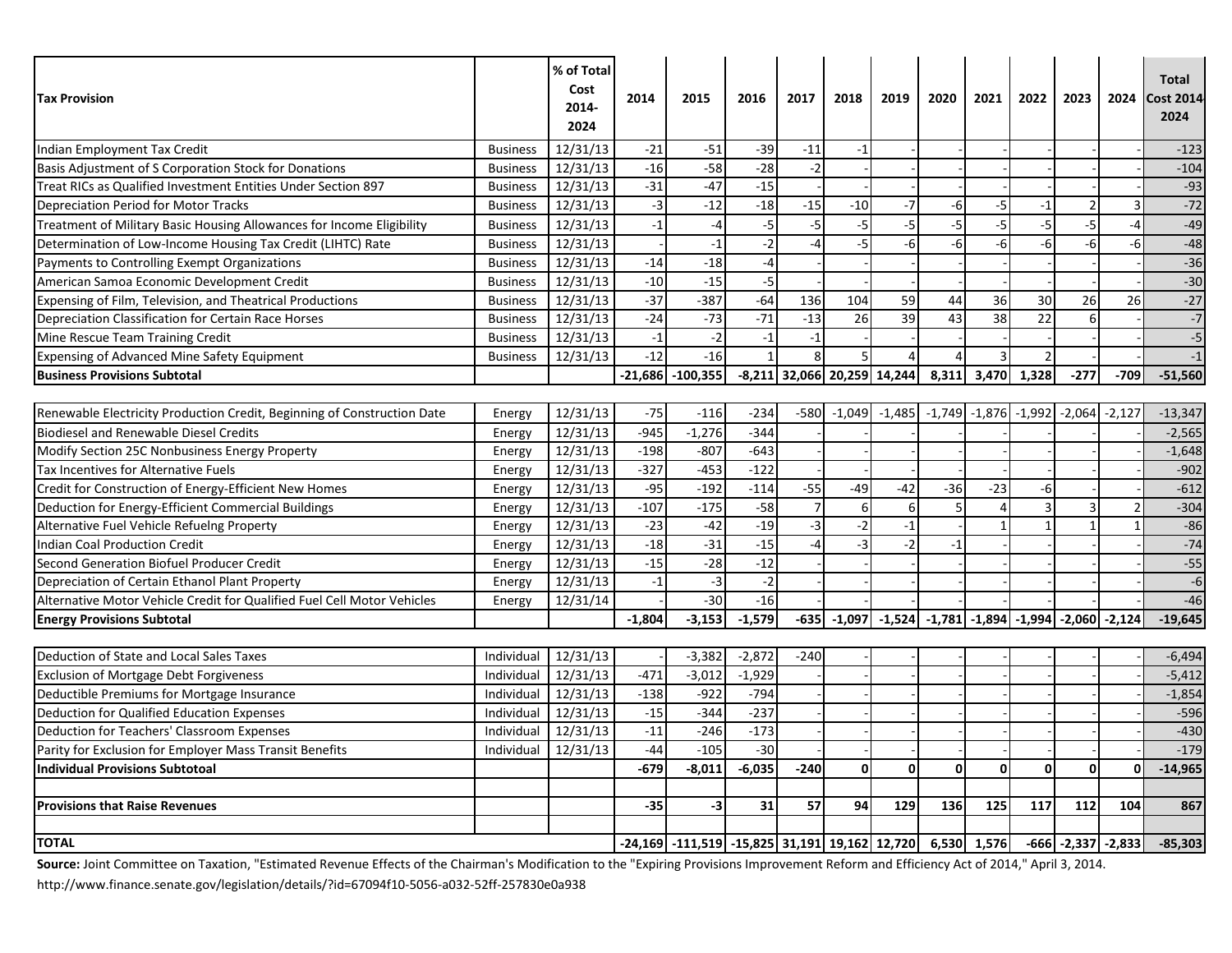| Tax Provision | | % of Total Cost 2014-2024 | 2014 | 2015 | 2016 | 2017 | 2018 | 2019 | 2020 | 2021 | 2022 | 2023 | 2024 | Total Cost 2014-2024 |
|---|---|---|---|---|---|---|---|---|---|---|---|---|---|---|
| Indian Employment Tax Credit | Business | 12/31/13 | -21 | -51 | -39 | -11 | -1 | - | - | - | - | - | - | -123 |
| Basis Adjustment of S Corporation Stock for Donations | Business | 12/31/13 | -16 | -58 | -28 | -2 | - | - | - | - | - | - | - | -104 |
| Treat RICs as Qualified Investment Entities Under Section 897 | Business | 12/31/13 | -31 | -47 | -15 | - | - | - | - | - | - | - | - | -93 |
| Depreciation Period for Motor Tracks | Business | 12/31/13 | -3 | -12 | -18 | -15 | -10 | -7 | -6 | -5 | -1 | 2 | 3 | -72 |
| Treatment of Military Basic Housing Allowances for Income Eligibility | Business | 12/31/13 | -1 | -4 | -5 | -5 | -5 | -5 | -5 | -5 | -5 | -5 | -4 | -49 |
| Determination of Low-Income Housing Tax Credit (LIHTC) Rate | Business | 12/31/13 | - | -1 | -2 | -4 | -5 | -6 | -6 | -6 | -6 | -6 | -6 | -48 |
| Payments to Controlling Exempt Organizations | Business | 12/31/13 | -14 | -18 | -4 | - | - | - | - | - | - | - | - | -36 |
| American Samoa Economic Development Credit | Business | 12/31/13 | -10 | -15 | -5 | - | - | - | - | - | - | - | - | -30 |
| Expensing of Film, Television, and Theatrical Productions | Business | 12/31/13 | -37 | -387 | -64 | 136 | 104 | 59 | 44 | 36 | 30 | 26 | 26 | -27 |
| Depreciation Classification for Certain Race Horses | Business | 12/31/13 | -24 | -73 | -71 | -13 | 26 | 39 | 43 | 38 | 22 | 6 | - | -7 |
| Mine Rescue Team Training Credit | Business | 12/31/13 | -1 | -2 | -1 | -1 | - | - | - | - | - | - | - | -5 |
| Expensing of Advanced Mine Safety Equipment | Business | 12/31/13 | -12 | -16 | 1 | 8 | 5 | 4 | 4 | 3 | 2 | - | - | -1 |
| **Business Provisions Subtotal** | | | **-21,686** | **-100,355** | **-8,211** | **32,066** | **20,259** | **14,244** | **8,311** | **3,470** | **1,328** | **-277** | **-709** | **-51,560** |
| | | | | | | | | | | | | | | |
| Renewable Electricity Production Credit, Beginning of Construction Date | Energy | 12/31/13 | -75 | -116 | -234 | -580 | -1,049 | -1,485 | -1,749 | -1,876 | -1,992 | -2,064 | -2,127 | -13,347 |
| Biodiesel and Renewable Diesel Credits | Energy | 12/31/13 | -945 | -1,276 | -344 | - | - | - | - | - | - | - | - | -2,565 |
| Modify Section 25C Nonbusiness Energy Property | Energy | 12/31/13 | -198 | -807 | -643 | - | - | - | - | - | - | - | - | -1,648 |
| Tax Incentives for Alternative Fuels | Energy | 12/31/13 | -327 | -453 | -122 | - | - | - | - | - | - | - | - | -902 |
| Credit for Construction of Energy-Efficient New Homes | Energy | 12/31/13 | -95 | -192 | -114 | -55 | -49 | -42 | -36 | -23 | -6 | - | - | -612 |
| Deduction for Energy-Efficient Commercial Buildings | Energy | 12/31/13 | -107 | -175 | -58 | 7 | 6 | 6 | 5 | 4 | 3 | 3 | 2 | -304 |
| Alternative Fuel Vehicle Refuelng Property | Energy | 12/31/13 | -23 | -42 | -19 | -3 | -2 | -1 | - | 1 | 1 | 1 | 1 | -86 |
| Indian Coal Production Credit | Energy | 12/31/13 | -18 | -31 | -15 | -4 | -3 | -2 | -1 | - | - | - | - | -74 |
| Second Generation Biofuel Producer Credit | Energy | 12/31/13 | -15 | -28 | -12 | - | - | - | - | - | - | - | - | -55 |
| Depreciation of Certain Ethanol Plant Property | Energy | 12/31/13 | -1 | -3 | -2 | - | - | - | - | - | - | - | - | -6 |
| Alternative Motor Vehicle Credit for Qualified Fuel Cell Motor Vehicles | Energy | 12/31/14 | - | -30 | -16 | - | - | - | - | - | - | - | - | -46 |
| **Energy Provisions Subtotal** | | | **-1,804** | **-3,153** | **-1,579** | **-635** | **-1,097** | **-1,524** | **-1,781** | **-1,894** | **-1,994** | **-2,060** | **-2,124** | **-19,645** |
| | | | | | | | | | | | | | | |
| Deduction of State and Local Sales Taxes | Individual | 12/31/13 | - | -3,382 | -2,872 | -240 | - | - | - | - | - | - | - | -6,494 |
| Exclusion of Mortgage Debt Forgiveness | Individual | 12/31/13 | -471 | -3,012 | -1,929 | - | - | - | - | - | - | - | - | -5,412 |
| Deductible Premiums for Mortgage Insurance | Individual | 12/31/13 | -138 | -922 | -794 | - | - | - | - | - | - | - | - | -1,854 |
| Deduction for Qualified Education Expenses | Individual | 12/31/13 | -15 | -344 | -237 | - | - | - | - | - | - | - | - | -596 |
| Deduction for Teachers' Classroom Expenses | Individual | 12/31/13 | -11 | -246 | -173 | - | - | - | - | - | - | - | - | -430 |
| Parity for Exclusion for Employer Mass Transit Benefits | Individual | 12/31/13 | -44 | -105 | -30 | - | - | - | - | - | - | - | - | -179 |
| **Individual Provisions Subtotoal** | | | **-679** | **-8,011** | **-6,035** | **-240** | **0** | **0** | **0** | **0** | **0** | **0** | **0** | **-14,965** |
| | | | | | | | | | | | | | | |
| **Provisions that Raise Revenues** | | | **-35** | **-3** | **31** | **57** | **94** | **129** | **136** | **125** | **117** | **112** | **104** | **867** |
| | | | | | | | | | | | | | | |
| **TOTAL** | | | **-24,169** | **-111,519** | **-15,825** | **31,191** | **19,162** | **12,720** | **6,530** | **1,576** | **-666** | **-2,337** | **-2,833** | **-85,303** |

**Source:** Joint Committee on Taxation, "Estimated Revenue Effects of the Chairman's Modification to the "Expiring Provisions Improvement Reform and Efficiency Act of 2014," April 3, 2014.

http://www.finance.senate.gov/legislation/details/?id=67094f10-5056-a032-52ff-257830e0a938